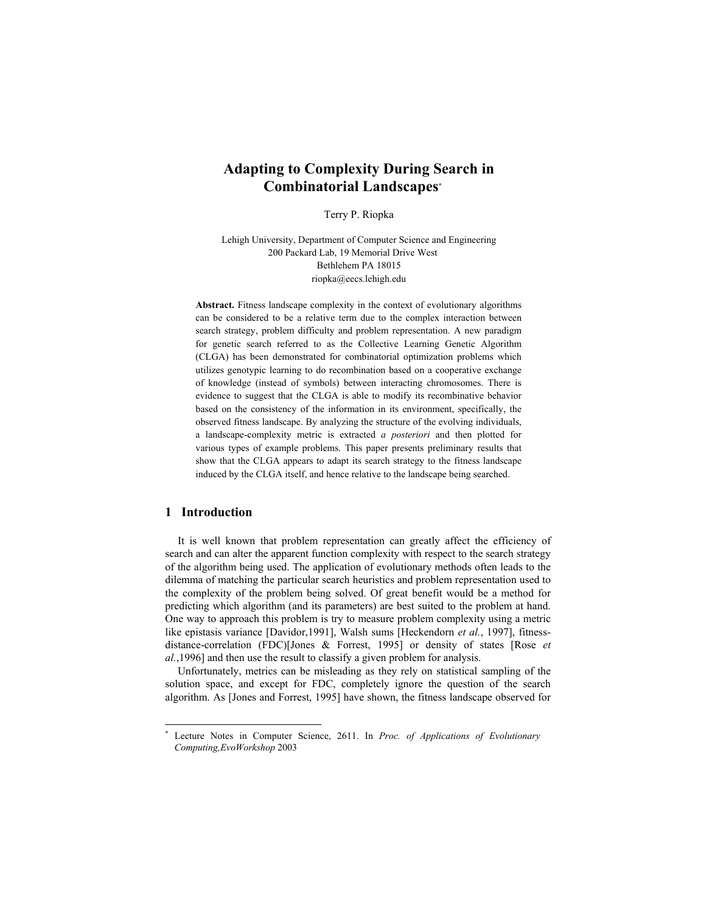# Adapting to Complexity During Search in Combinatorial Landscapes*

Terry P. Riopka

Lehigh University, Department of Computer Science and Engineering
200 Packard Lab, 19 Memorial Drive West
Bethlehem PA 18015
riopka@eecs.lehigh.edu

**Abstract.** Fitness landscape complexity in the context of evolutionary algorithms can be considered to be a relative term due to the complex interaction between search strategy, problem difficulty and problem representation. A new paradigm for genetic search referred to as the Collective Learning Genetic Algorithm (CLGA) has been demonstrated for combinatorial optimization problems which utilizes genotypic learning to do recombination based on a cooperative exchange of knowledge (instead of symbols) between interacting chromosomes. There is evidence to suggest that the CLGA is able to modify its recombinative behavior based on the consistency of the information in its environment, specifically, the observed fitness landscape. By analyzing the structure of the evolving individuals, a landscape-complexity metric is extracted *a posteriori* and then plotted for various types of example problems. This paper presents preliminary results that show that the CLGA appears to adapt its search strategy to the fitness landscape induced by the CLGA itself, and hence relative to the landscape being searched.

## 1 Introduction

It is well known that problem representation can greatly affect the efficiency of search and can alter the apparent function complexity with respect to the search strategy of the algorithm being used. The application of evolutionary methods often leads to the dilemma of matching the particular search heuristics and problem representation used to the complexity of the problem being solved. Of great benefit would be a method for predicting which algorithm (and its parameters) are best suited to the problem at hand. One way to approach this problem is try to measure problem complexity using a metric like epistasis variance [Davidor,1991], Walsh sums [Heckendorn *et al.*, 1997], fitness-distance-correlation (FDC)[Jones & Forrest, 1995] or density of states [Rose *et al.*,1996] and then use the result to classify a given problem for analysis.

Unfortunately, metrics can be misleading as they rely on statistical sampling of the solution space, and except for FDC, completely ignore the question of the search algorithm. As [Jones and Forrest, 1995] have shown, the fitness landscape observed for

* Lecture Notes in Computer Science, 2611. In *Proc. of Applications of Evolutionary Computing,EvoWorkshop* 2003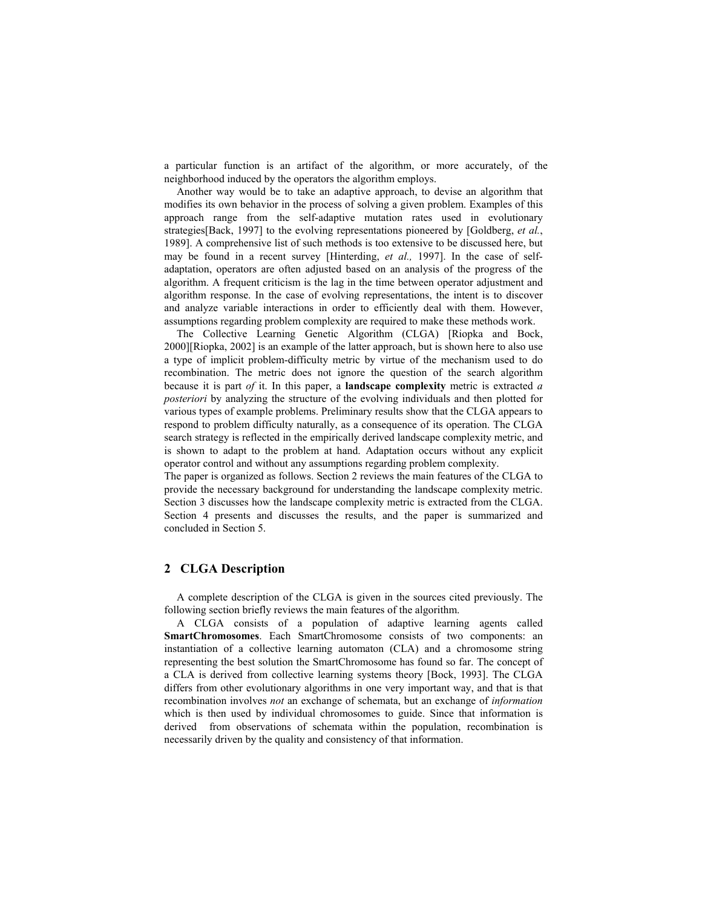a particular function is an artifact of the algorithm, or more accurately, of the neighborhood induced by the operators the algorithm employs.

Another way would be to take an adaptive approach, to devise an algorithm that modifies its own behavior in the process of solving a given problem. Examples of this approach range from the self-adaptive mutation rates used in evolutionary strategies[Back, 1997] to the evolving representations pioneered by [Goldberg, *et al.*, 1989]. A comprehensive list of such methods is too extensive to be discussed here, but may be found in a recent survey [Hinterding, *et al.,* 1997]. In the case of self-adaptation, operators are often adjusted based on an analysis of the progress of the algorithm. A frequent criticism is the lag in the time between operator adjustment and algorithm response. In the case of evolving representations, the intent is to discover and analyze variable interactions in order to efficiently deal with them. However, assumptions regarding problem complexity are required to make these methods work.

The Collective Learning Genetic Algorithm (CLGA) [Riopka and Bock, 2000][Riopka, 2002] is an example of the latter approach, but is shown here to also use a type of implicit problem-difficulty metric by virtue of the mechanism used to do recombination. The metric does not ignore the question of the search algorithm because it is part *of* it. In this paper, a **landscape complexity** metric is extracted *a posteriori* by analyzing the structure of the evolving individuals and then plotted for various types of example problems. Preliminary results show that the CLGA appears to respond to problem difficulty naturally, as a consequence of its operation. The CLGA search strategy is reflected in the empirically derived landscape complexity metric, and is shown to adapt to the problem at hand. Adaptation occurs without any explicit operator control and without any assumptions regarding problem complexity.

The paper is organized as follows. Section 2 reviews the main features of the CLGA to provide the necessary background for understanding the landscape complexity metric. Section 3 discusses how the landscape complexity metric is extracted from the CLGA. Section 4 presents and discusses the results, and the paper is summarized and concluded in Section 5.

## 2 CLGA Description

A complete description of the CLGA is given in the sources cited previously. The following section briefly reviews the main features of the algorithm.

A CLGA consists of a population of adaptive learning agents called **SmartChromosomes**. Each SmartChromosome consists of two components: an instantiation of a collective learning automaton (CLA) and a chromosome string representing the best solution the SmartChromosome has found so far. The concept of a CLA is derived from collective learning systems theory [Bock, 1993]. The CLGA differs from other evolutionary algorithms in one very important way, and that is that recombination involves *not* an exchange of schemata, but an exchange of *information* which is then used by individual chromosomes to guide. Since that information is derived from observations of schemata within the population, recombination is necessarily driven by the quality and consistency of that information.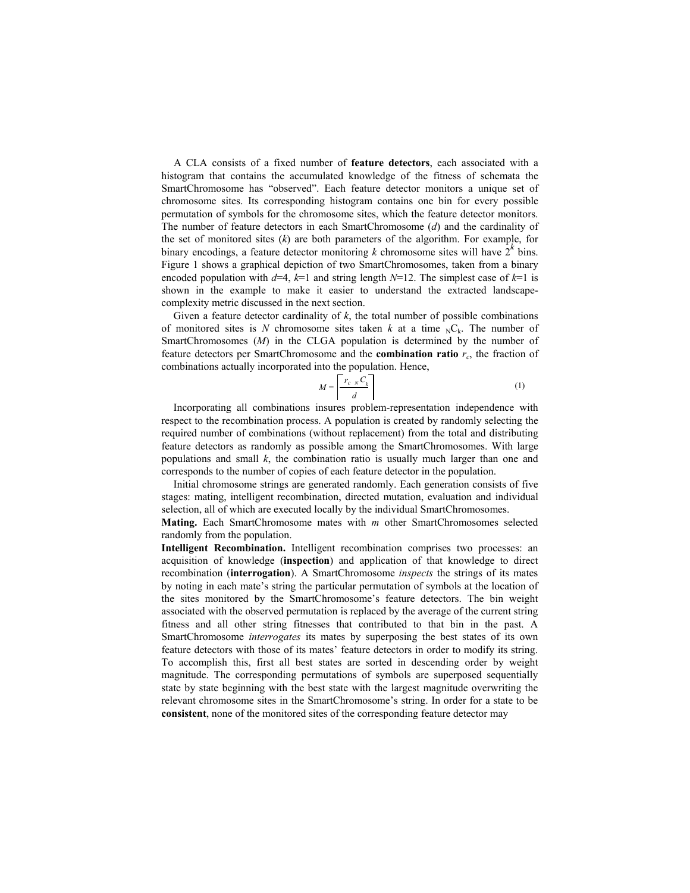A CLA consists of a fixed number of **feature detectors**, each associated with a histogram that contains the accumulated knowledge of the fitness of schemata the SmartChromosome has "observed". Each feature detector monitors a unique set of chromosome sites. Its corresponding histogram contains one bin for every possible permutation of symbols for the chromosome sites, which the feature detector monitors. The number of feature detectors in each SmartChromosome ($d$) and the cardinality of the set of monitored sites ($k$) are both parameters of the algorithm. For example, for binary encodings, a feature detector monitoring $k$ chromosome sites will have $2^k$ bins. Figure 1 shows a graphical depiction of two SmartChromosomes, taken from a binary encoded population with $d$=4, $k$=1 and string length $N$=12. The simplest case of $k$=1 is shown in the example to make it easier to understand the extracted landscape-complexity metric discussed in the next section.

Given a feature detector cardinality of $k$, the total number of possible combinations of monitored sites is $N$ chromosome sites taken $k$ at a time ${}_N C_k$. The number of SmartChromosomes ($M$) in the CLGA population is determined by the number of feature detectors per SmartChromosome and the **combination ratio** $r_c$, the fraction of combinations actually incorporated into the population. Hence,

$$M = \left\lceil \frac{r_c \; {}_N C_k}{d} \right\rceil \tag{1}$$

Incorporating all combinations insures problem-representation independence with respect to the recombination process. A population is created by randomly selecting the required number of combinations (without replacement) from the total and distributing feature detectors as randomly as possible among the SmartChromosomes. With large populations and small $k$, the combination ratio is usually much larger than one and corresponds to the number of copies of each feature detector in the population.

Initial chromosome strings are generated randomly. Each generation consists of five stages: mating, intelligent recombination, directed mutation, evaluation and individual selection, all of which are executed locally by the individual SmartChromosomes.

**Mating.** Each SmartChromosome mates with $m$ other SmartChromosomes selected randomly from the population.

**Intelligent Recombination.** Intelligent recombination comprises two processes: an acquisition of knowledge (**inspection**) and application of that knowledge to direct recombination (**interrogation**). A SmartChromosome *inspects* the strings of its mates by noting in each mate's string the particular permutation of symbols at the location of the sites monitored by the SmartChromosome's feature detectors. The bin weight associated with the observed permutation is replaced by the average of the current string fitness and all other string fitnesses that contributed to that bin in the past. A SmartChromosome *interrogates* its mates by superposing the best states of its own feature detectors with those of its mates' feature detectors in order to modify its string. To accomplish this, first all best states are sorted in descending order by weight magnitude. The corresponding permutations of symbols are superposed sequentially state by state beginning with the best state with the largest magnitude overwriting the relevant chromosome sites in the SmartChromosome's string. In order for a state to be **consistent**, none of the monitored sites of the corresponding feature detector may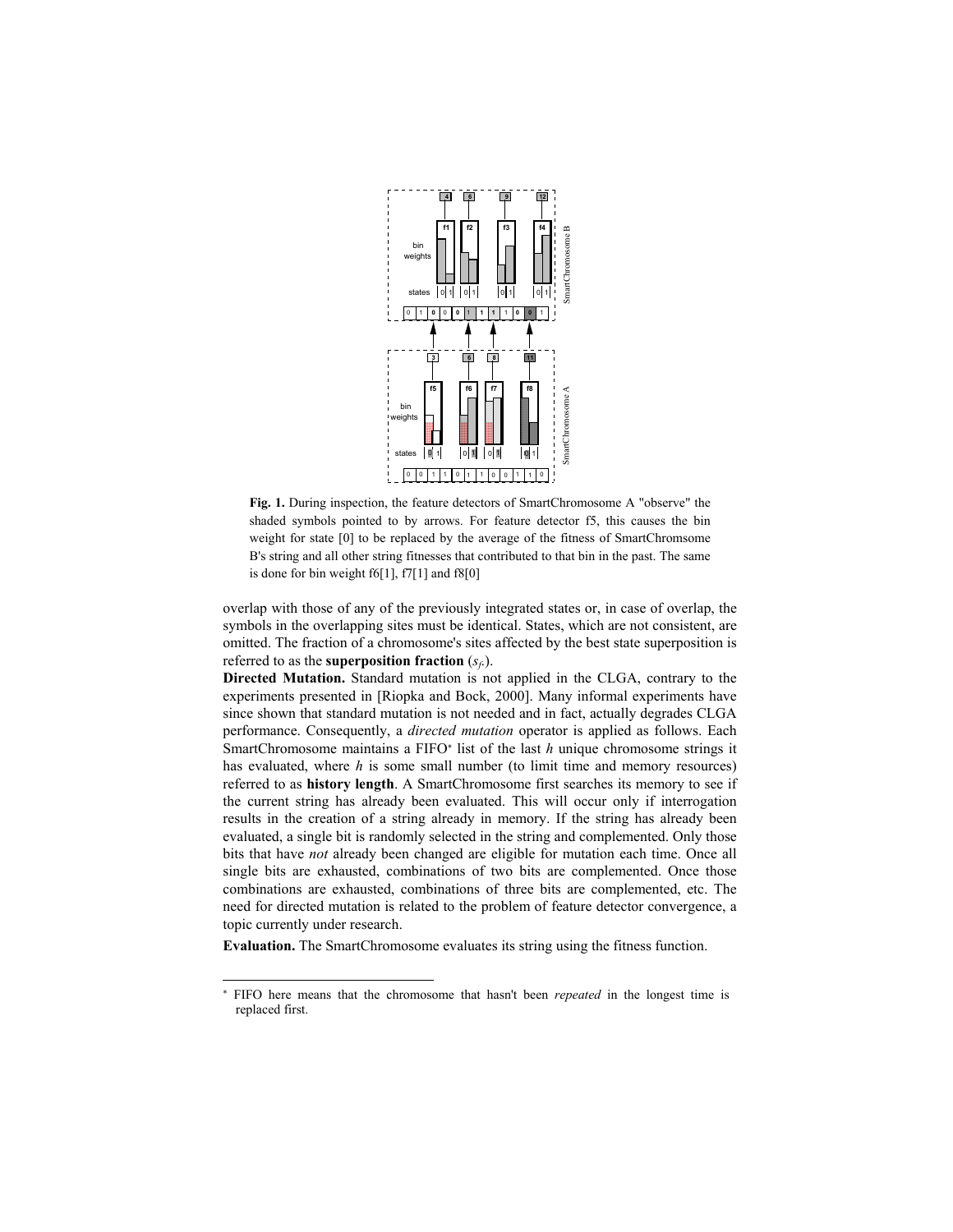**Fig. 1.** During inspection, the feature detectors of SmartChromosome A "observe" the shaded symbols pointed to by arrows. For feature detector f5, this causes the bin weight for state [0] to be replaced by the average of the fitness of SmartChromsome B's string and all other string fitnesses that contributed to that bin in the past. The same is done for bin weight f6[1], f7[1] and f8[0]

overlap with those of any of the previously integrated states or, in case of overlap, the symbols in the overlapping sites must be identical. States, which are not consistent, are omitted. The fraction of a chromosome's sites affected by the best state superposition is referred to as the **superposition fraction** ($s_f$).

**Directed Mutation.** Standard mutation is not applied in the CLGA, contrary to the experiments presented in [Riopka and Bock, 2000]. Many informal experiments have since shown that standard mutation is not needed and in fact, actually degrades CLGA performance. Consequently, a *directed mutation* operator is applied as follows. Each SmartChromosome maintains a FIFO* list of the last *h* unique chromosome strings it has evaluated, where *h* is some small number (to limit time and memory resources) referred to as **history length**. A SmartChromosome first searches its memory to see if the current string has already been evaluated. This will occur only if interrogation results in the creation of a string already in memory. If the string has already been evaluated, a single bit is randomly selected in the string and complemented. Only those bits that have *not* already been changed are eligible for mutation each time. Once all single bits are exhausted, combinations of two bits are complemented. Once those combinations are exhausted, combinations of three bits are complemented, etc. The need for directed mutation is related to the problem of feature detector convergence, a topic currently under research.

**Evaluation.** The SmartChromosome evaluates its string using the fitness function.

* FIFO here means that the chromosome that hasn't been *repeated* in the longest time is replaced first.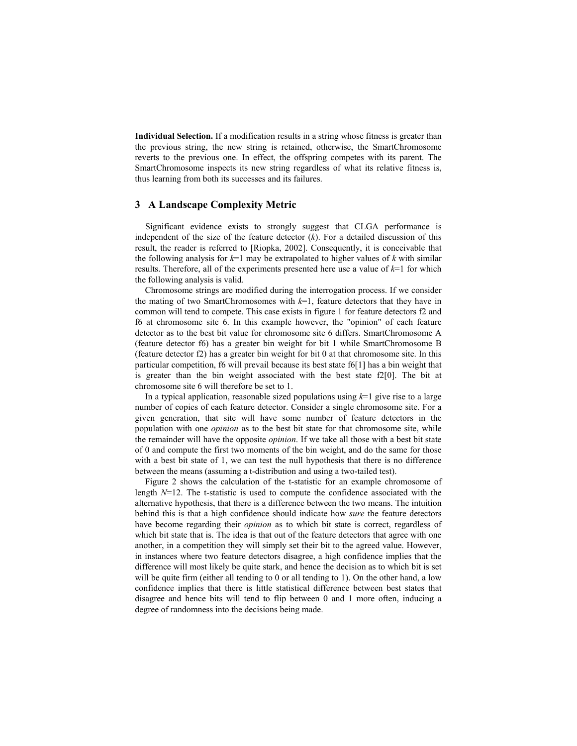**Individual Selection.** If a modification results in a string whose fitness is greater than the previous string, the new string is retained, otherwise, the SmartChromosome reverts to the previous one. In effect, the offspring competes with its parent. The SmartChromosome inspects its new string regardless of what its relative fitness is, thus learning from both its successes and its failures.

## 3 A Landscape Complexity Metric

Significant evidence exists to strongly suggest that CLGA performance is independent of the size of the feature detector ($k$). For a detailed discussion of this result, the reader is referred to [Riopka, 2002]. Consequently, it is conceivable that the following analysis for $k$=1 may be extrapolated to higher values of $k$ with similar results. Therefore, all of the experiments presented here use a value of $k$=1 for which the following analysis is valid.

Chromosome strings are modified during the interrogation process. If we consider the mating of two SmartChromosomes with $k$=1, feature detectors that they have in common will tend to compete. This case exists in figure 1 for feature detectors f2 and f6 at chromosome site 6. In this example however, the "opinion" of each feature detector as to the best bit value for chromosome site 6 differs. SmartChromosome A (feature detector f6) has a greater bin weight for bit 1 while SmartChromosome B (feature detector f2) has a greater bin weight for bit 0 at that chromosome site. In this particular competition, f6 will prevail because its best state f6[1] has a bin weight that is greater than the bin weight associated with the best state f2[0]. The bit at chromosome site 6 will therefore be set to 1.

In a typical application, reasonable sized populations using $k$=1 give rise to a large number of copies of each feature detector. Consider a single chromosome site. For a given generation, that site will have some number of feature detectors in the population with one *opinion* as to the best bit state for that chromosome site, while the remainder will have the opposite *opinion*. If we take all those with a best bit state of 0 and compute the first two moments of the bin weight, and do the same for those with a best bit state of 1, we can test the null hypothesis that there is no difference between the means (assuming a t-distribution and using a two-tailed test).

Figure 2 shows the calculation of the t-statistic for an example chromosome of length $N$=12. The t-statistic is used to compute the confidence associated with the alternative hypothesis, that there is a difference between the two means. The intuition behind this is that a high confidence should indicate how *sure* the feature detectors have become regarding their *opinion* as to which bit state is correct, regardless of which bit state that is. The idea is that out of the feature detectors that agree with one another, in a competition they will simply set their bit to the agreed value. However, in instances where two feature detectors disagree, a high confidence implies that the difference will most likely be quite stark, and hence the decision as to which bit is set will be quite firm (either all tending to 0 or all tending to 1). On the other hand, a low confidence implies that there is little statistical difference between best states that disagree and hence bits will tend to flip between 0 and 1 more often, inducing a degree of randomness into the decisions being made.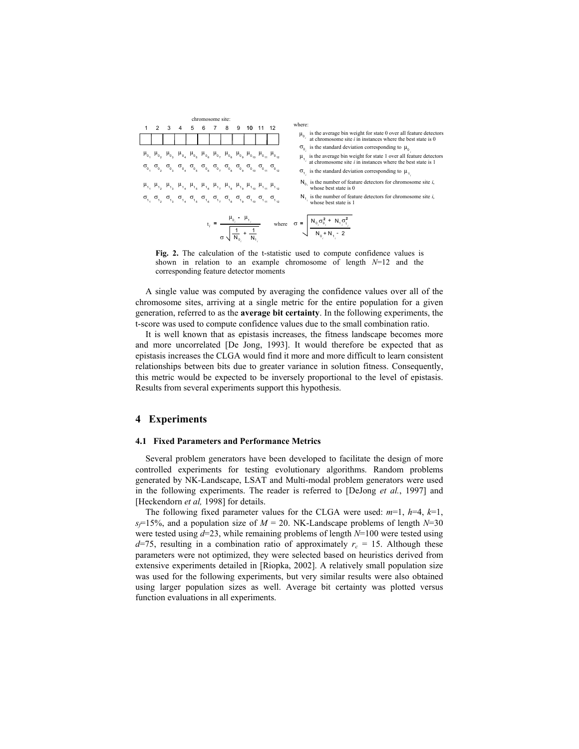chromosome site:

| 1 | 2 | 3 | 4 | 5 | 6 | 7 | 8 | 9 | 10 | 11 | 12 |
|---|---|---|---|---|---|---|---|---|---|---|---|
| | | | | | | | | | | | |
| $\mu_{0_1}$ | $\mu_{0_2}$ | $\mu_{0_3}$ | $\mu_{0_4}$ | $\mu_{0_5}$ | $\mu_{0_6}$ | $\mu_{0_7}$ | $\mu_{0_8}$ | $\mu_{0_9}$ | $\mu_{0_{10}}$ | $\mu_{0_{11}}$ | $\mu_{0_{12}}$ |
| $\sigma_{0_1}$ | $\sigma_{0_2}$ | $\sigma_{0_3}$ | $\sigma_{0_4}$ | $\sigma_{0_5}$ | $\sigma_{0_6}$ | $\sigma_{0_7}$ | $\sigma_{0_8}$ | $\sigma_{0_9}$ | $\sigma_{0_{10}}$ | $\sigma_{0_{11}}$ | $\sigma_{0_{12}}$ |
| $\mu_{1_1}$ | $\mu_{1_2}$ | $\mu_{1_3}$ | $\mu_{1_4}$ | $\mu_{1_5}$ | $\mu_{1_6}$ | $\mu_{1_7}$ | $\mu_{1_8}$ | $\mu_{1_9}$ | $\mu_{1_{10}}$ | $\mu_{1_{11}}$ | $\mu_{1_{12}}$ |
| $\sigma_{1_1}$ | $\sigma_{1_2}$ | $\sigma_{1_3}$ | $\sigma_{1_4}$ | $\sigma_{1_5}$ | $\sigma_{1_6}$ | $\sigma_{1_7}$ | $\sigma_{1_8}$ | $\sigma_{1_9}$ | $\sigma_{1_{10}}$ | $\sigma_{1_{11}}$ | $\sigma_{1_{12}}$ |

where:

- $\mu_{0_i}$ is the average bin weight for state 0 over all feature detectors at chromosome site *i* in instances where the best state is 0
- $\sigma_{0_i}$ is the standard deviation corresponding to $\mu_{0_i}$
- $\mu_{1_i}$ is the average bin weight for state 1 over all feature detectors at chromosome site *i* in instances where the best state is 1
- $\sigma_{1_i}$ is the standard deviation corresponding to $\mu_{1_i}$
- $N_{0_i}$ is the number of feature detectors for chromosome site *i*, whose best state is 0
- $N_{1_i}$ is the number of feature detectors for chromosome site *i*, whose best state is 1

$$t_i = \frac{\mu_{0_i} - \mu_{1_i}}{\sigma \sqrt{\frac{1}{N_{0_i}} + \frac{1}{N_{1_i}}}} \qquad \text{where} \quad \sigma = \sqrt{\frac{N_{0_i}\sigma_{0_i}^2 + N_{1_i}\sigma_{1_i}^2}{N_{0_i} + N_{1_i} - 2}}$$

**Fig. 2.** The calculation of the t-statistic used to compute confidence values is shown in relation to an example chromosome of length $N$=12 and the corresponding feature detector moments

A single value was computed by averaging the confidence values over all of the chromosome sites, arriving at a single metric for the entire population for a given generation, referred to as the **average bit certainty**. In the following experiments, the t-score was used to compute confidence values due to the small combination ratio.

It is well known that as epistasis increases, the fitness landscape becomes more and more uncorrelated [De Jong, 1993]. It would therefore be expected that as epistasis increases the CLGA would find it more and more difficult to learn consistent relationships between bits due to greater variance in solution fitness. Consequently, this metric would be expected to be inversely proportional to the level of epistasis. Results from several experiments support this hypothesis.

## 4 Experiments

### 4.1 Fixed Parameters and Performance Metrics

Several problem generators have been developed to facilitate the design of more controlled experiments for testing evolutionary algorithms. Random problems generated by NK-Landscape, LSAT and Multi-modal problem generators were used in the following experiments. The reader is referred to [DeJong *et al.*, 1997] and [Heckendorn *et al,* 1998] for details.

The following fixed parameter values for the CLGA were used: $m$=1, $h$=4, $k$=1, $s_f$=15%, and a population size of $M$ = 20. NK-Landscape problems of length $N$=30 were tested using $d$=23, while remaining problems of length $N$=100 were tested using $d$=75, resulting in a combination ratio of approximately $r_c$ = 15. Although these parameters were not optimized, they were selected based on heuristics derived from extensive experiments detailed in [Riopka, 2002]. A relatively small population size was used for the following experiments, but very similar results were also obtained using larger population sizes as well. Average bit certainty was plotted versus function evaluations in all experiments.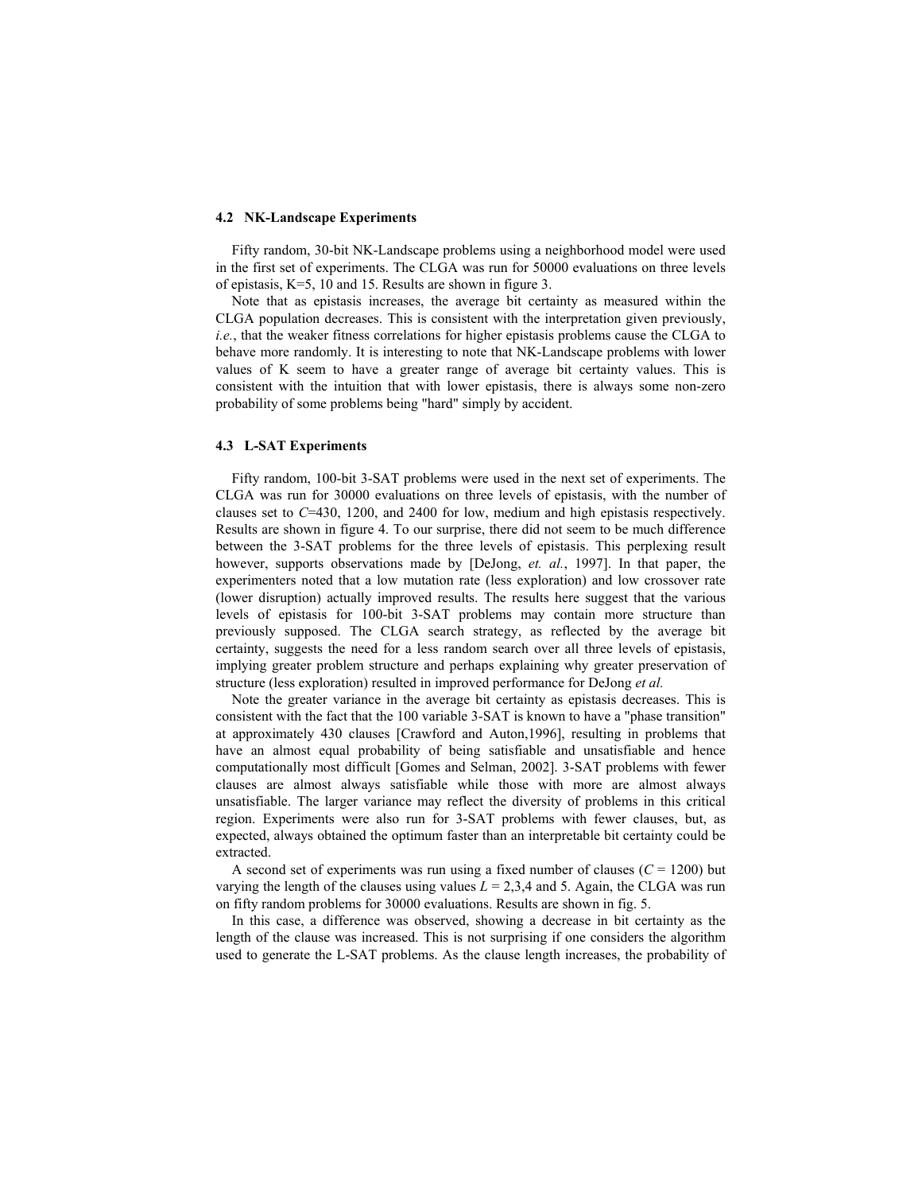### 4.2 NK-Landscape Experiments

Fifty random, 30-bit NK-Landscape problems using a neighborhood model were used in the first set of experiments. The CLGA was run for 50000 evaluations on three levels of epistasis, K=5, 10 and 15. Results are shown in figure 3.

Note that as epistasis increases, the average bit certainty as measured within the CLGA population decreases. This is consistent with the interpretation given previously, *i.e.*, that the weaker fitness correlations for higher epistasis problems cause the CLGA to behave more randomly. It is interesting to note that NK-Landscape problems with lower values of K seem to have a greater range of average bit certainty values. This is consistent with the intuition that with lower epistasis, there is always some non-zero probability of some problems being "hard" simply by accident.

### 4.3 L-SAT Experiments

Fifty random, 100-bit 3-SAT problems were used in the next set of experiments. The CLGA was run for 30000 evaluations on three levels of epistasis, with the number of clauses set to *C*=430, 1200, and 2400 for low, medium and high epistasis respectively. Results are shown in figure 4. To our surprise, there did not seem to be much difference between the 3-SAT problems for the three levels of epistasis. This perplexing result however, supports observations made by [DeJong, *et. al.*, 1997]. In that paper, the experimenters noted that a low mutation rate (less exploration) and low crossover rate (lower disruption) actually improved results. The results here suggest that the various levels of epistasis for 100-bit 3-SAT problems may contain more structure than previously supposed. The CLGA search strategy, as reflected by the average bit certainty, suggests the need for a less random search over all three levels of epistasis, implying greater problem structure and perhaps explaining why greater preservation of structure (less exploration) resulted in improved performance for DeJong *et al.*

Note the greater variance in the average bit certainty as epistasis decreases. This is consistent with the fact that the 100 variable 3-SAT is known to have a "phase transition" at approximately 430 clauses [Crawford and Auton,1996], resulting in problems that have an almost equal probability of being satisfiable and unsatisfiable and hence computationally most difficult [Gomes and Selman, 2002]. 3-SAT problems with fewer clauses are almost always satisfiable while those with more are almost always unsatisfiable. The larger variance may reflect the diversity of problems in this critical region. Experiments were also run for 3-SAT problems with fewer clauses, but, as expected, always obtained the optimum faster than an interpretable bit certainty could be extracted.

A second set of experiments was run using a fixed number of clauses (*C* = 1200) but varying the length of the clauses using values *L* = 2,3,4 and 5. Again, the CLGA was run on fifty random problems for 30000 evaluations. Results are shown in fig. 5.

In this case, a difference was observed, showing a decrease in bit certainty as the length of the clause was increased. This is not surprising if one considers the algorithm used to generate the L-SAT problems. As the clause length increases, the probability of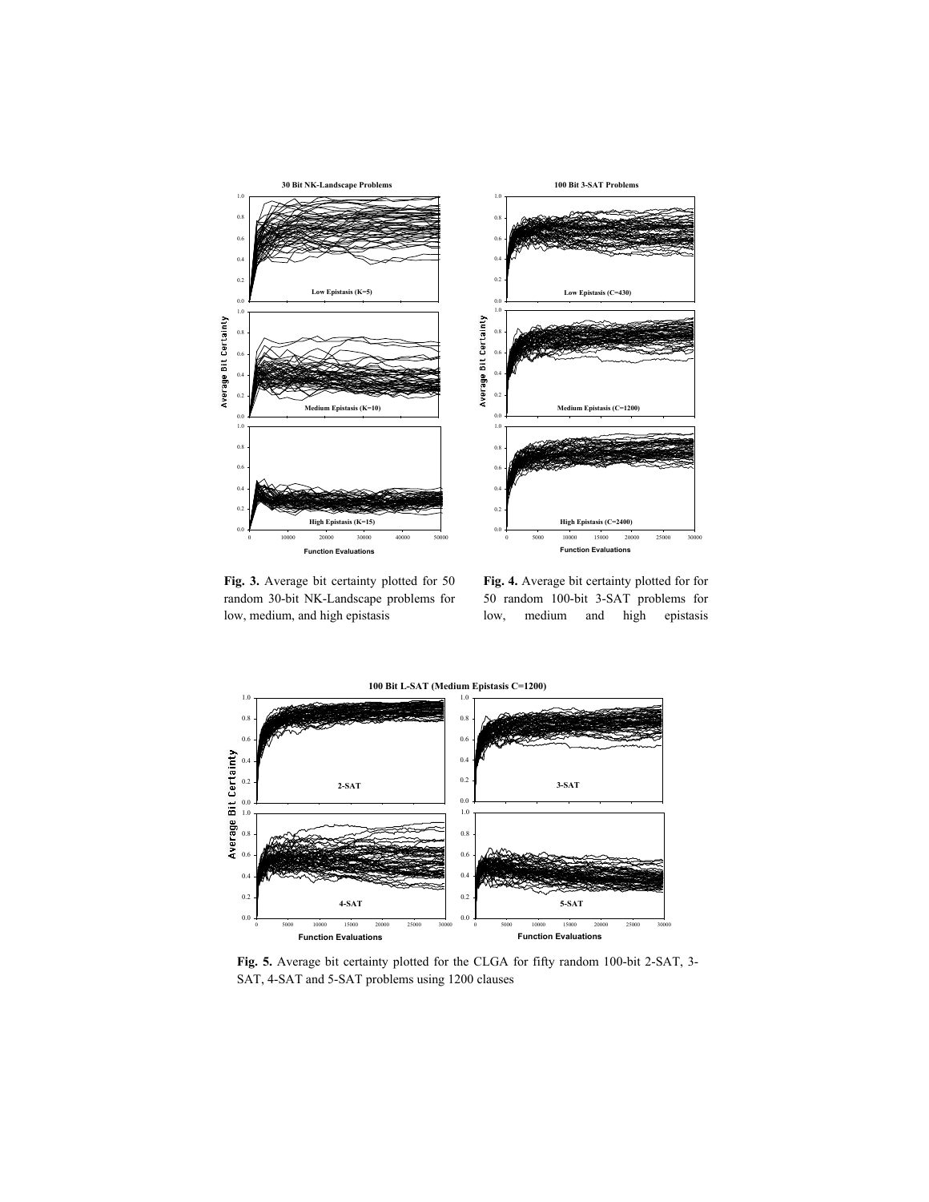**Fig. 3.** Average bit certainty plotted for 50 random 30-bit NK-Landscape problems for low, medium, and high epistasis

**Fig. 4.** Average bit certainty plotted for for 50 random 100-bit 3-SAT problems for low, medium and high epistasis

**Fig. 5.** Average bit certainty plotted for the CLGA for fifty random 100-bit 2-SAT, 3-SAT, 4-SAT and 5-SAT problems using 1200 clauses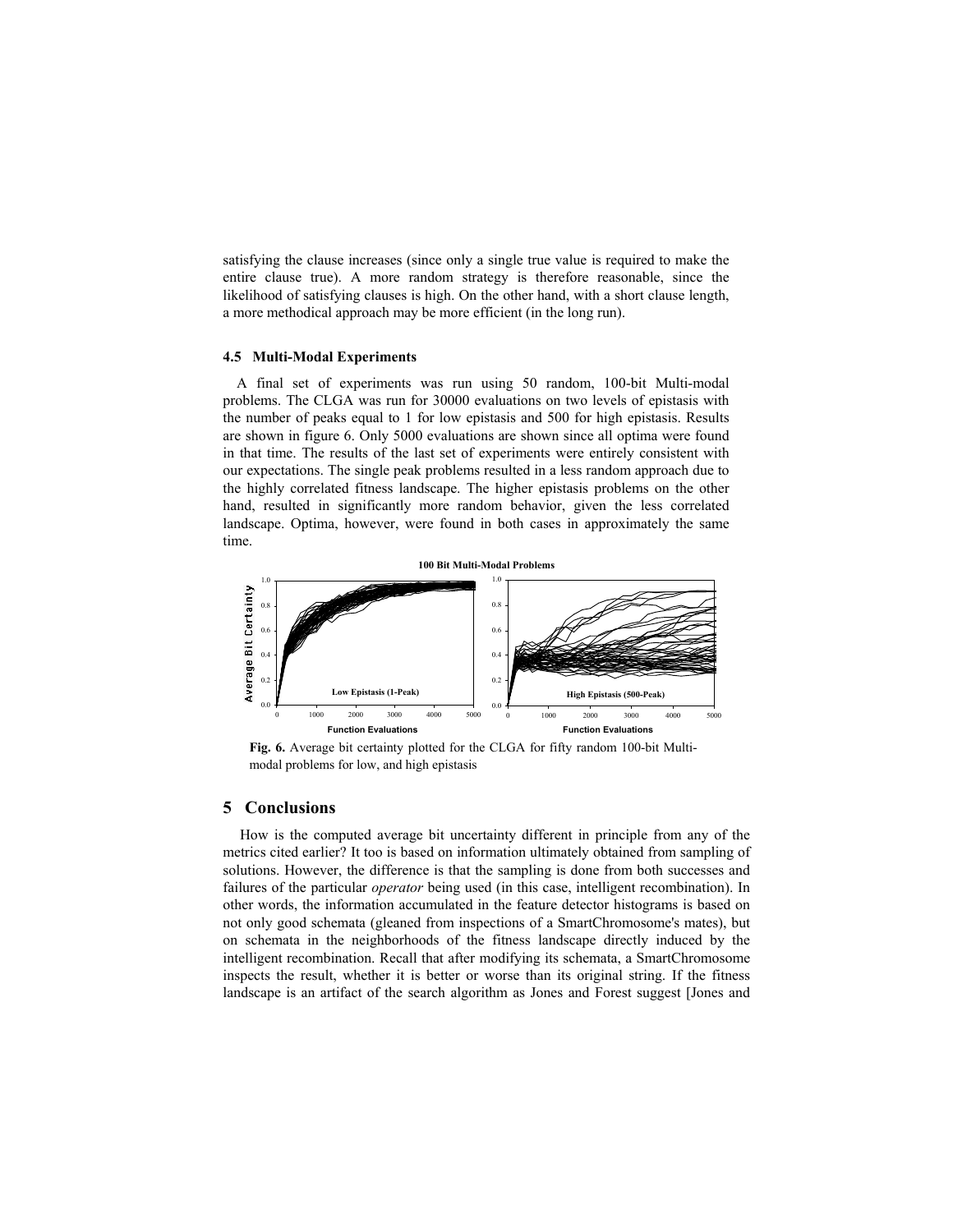satisfying the clause increases (since only a single true value is required to make the entire clause true). A more random strategy is therefore reasonable, since the likelihood of satisfying clauses is high. On the other hand, with a short clause length, a more methodical approach may be more efficient (in the long run).

### 4.5 Multi-Modal Experiments

A final set of experiments was run using 50 random, 100-bit Multi-modal problems. The CLGA was run for 30000 evaluations on two levels of epistasis with the number of peaks equal to 1 for low epistasis and 500 for high epistasis. Results are shown in figure 6. Only 5000 evaluations are shown since all optima were found in that time. The results of the last set of experiments were entirely consistent with our expectations. The single peak problems resulted in a less random approach due to the highly correlated fitness landscape. The higher epistasis problems on the other hand, resulted in significantly more random behavior, given the less correlated landscape. Optima, however, were found in both cases in approximately the same time.

**Fig. 6.** Average bit certainty plotted for the CLGA for fifty random 100-bit Multi-modal problems for low, and high epistasis

## 5 Conclusions

How is the computed average bit uncertainty different in principle from any of the metrics cited earlier? It too is based on information ultimately obtained from sampling of solutions. However, the difference is that the sampling is done from both successes and failures of the particular *operator* being used (in this case, intelligent recombination). In other words, the information accumulated in the feature detector histograms is based on not only good schemata (gleaned from inspections of a SmartChromosome's mates), but on schemata in the neighborhoods of the fitness landscape directly induced by the intelligent recombination. Recall that after modifying its schemata, a SmartChromosome inspects the result, whether it is better or worse than its original string. If the fitness landscape is an artifact of the search algorithm as Jones and Forest suggest [Jones and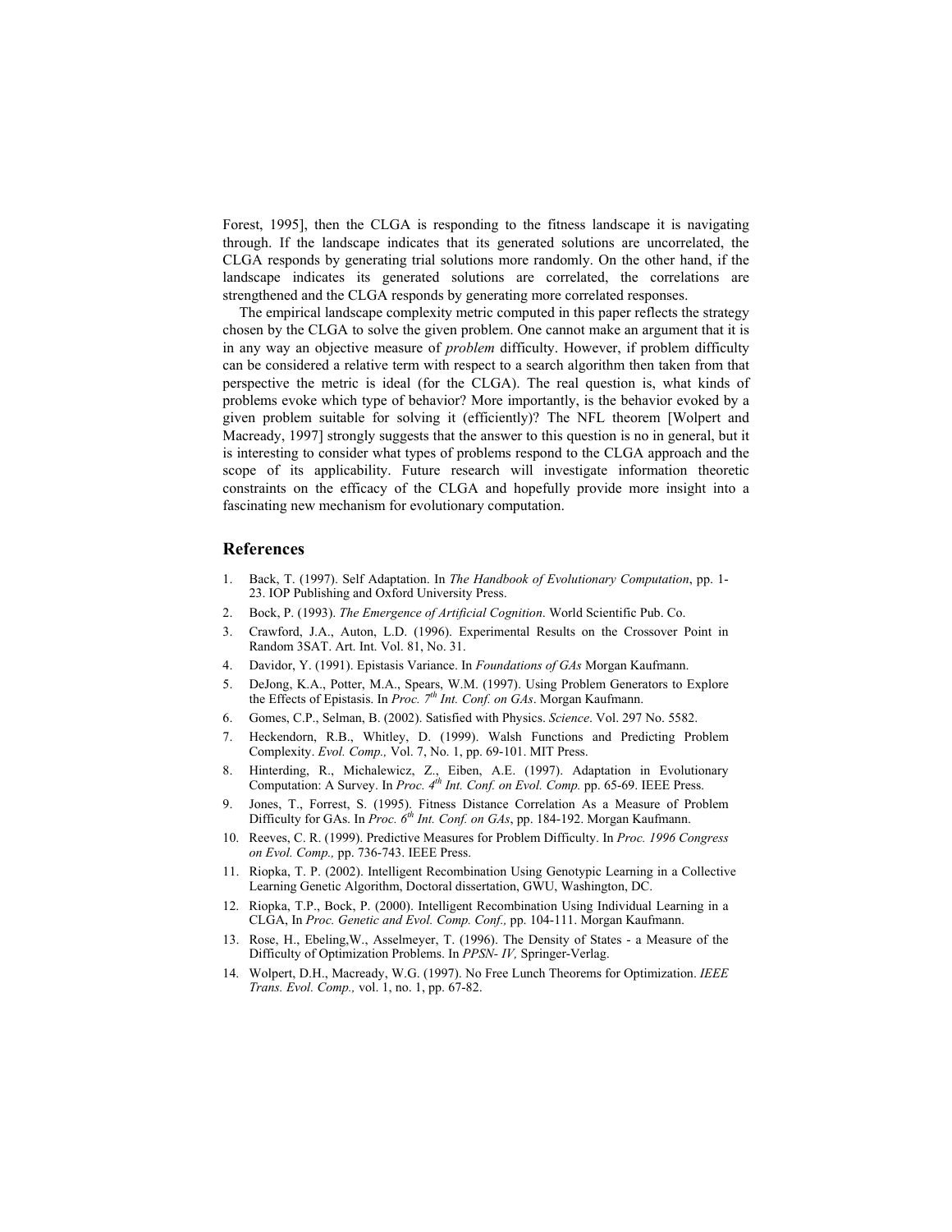Forest, 1995], then the CLGA is responding to the fitness landscape it is navigating through. If the landscape indicates that its generated solutions are uncorrelated, the CLGA responds by generating trial solutions more randomly. On the other hand, if the landscape indicates its generated solutions are correlated, the correlations are strengthened and the CLGA responds by generating more correlated responses.

The empirical landscape complexity metric computed in this paper reflects the strategy chosen by the CLGA to solve the given problem. One cannot make an argument that it is in any way an objective measure of *problem* difficulty. However, if problem difficulty can be considered a relative term with respect to a search algorithm then taken from that perspective the metric is ideal (for the CLGA). The real question is, what kinds of problems evoke which type of behavior? More importantly, is the behavior evoked by a given problem suitable for solving it (efficiently)? The NFL theorem [Wolpert and Macready, 1997] strongly suggests that the answer to this question is no in general, but it is interesting to consider what types of problems respond to the CLGA approach and the scope of its applicability. Future research will investigate information theoretic constraints on the efficacy of the CLGA and hopefully provide more insight into a fascinating new mechanism for evolutionary computation.

## References

1. Back, T. (1997). Self Adaptation. In *The Handbook of Evolutionary Computation*, pp. 1-23. IOP Publishing and Oxford University Press.
2. Bock, P. (1993). *The Emergence of Artificial Cognition*. World Scientific Pub. Co.
3. Crawford, J.A., Auton, L.D. (1996). Experimental Results on the Crossover Point in Random 3SAT. Art. Int. Vol. 81, No. 31.
4. Davidor, Y. (1991). Epistasis Variance. In *Foundations of GAs* Morgan Kaufmann.
5. DeJong, K.A., Potter, M.A., Spears, W.M. (1997). Using Problem Generators to Explore the Effects of Epistasis. In *Proc. 7th Int. Conf. on GAs*. Morgan Kaufmann.
6. Gomes, C.P., Selman, B. (2002). Satisfied with Physics. *Science*. Vol. 297 No. 5582.
7. Heckendorn, R.B., Whitley, D. (1999). Walsh Functions and Predicting Problem Complexity. *Evol. Comp.,* Vol. 7, No. 1, pp. 69-101. MIT Press.
8. Hinterding, R., Michalewicz, Z., Eiben, A.E. (1997). Adaptation in Evolutionary Computation: A Survey. In *Proc. 4th Int. Conf. on Evol. Comp.* pp. 65-69. IEEE Press.
9. Jones, T., Forrest, S. (1995). Fitness Distance Correlation As a Measure of Problem Difficulty for GAs. In *Proc. 6th Int. Conf. on GAs*, pp. 184-192. Morgan Kaufmann.
10. Reeves, C. R. (1999). Predictive Measures for Problem Difficulty. In *Proc. 1996 Congress on Evol. Comp.,* pp. 736-743. IEEE Press.
11. Riopka, T. P. (2002). Intelligent Recombination Using Genotypic Learning in a Collective Learning Genetic Algorithm, Doctoral dissertation, GWU, Washington, DC.
12. Riopka, T.P., Bock, P. (2000). Intelligent Recombination Using Individual Learning in a CLGA, In *Proc. Genetic and Evol. Comp. Conf.,* pp. 104-111. Morgan Kaufmann.
13. Rose, H., Ebeling,W., Asselmeyer, T. (1996). The Density of States - a Measure of the Difficulty of Optimization Problems. In *PPSN- IV,* Springer-Verlag.
14. Wolpert, D.H., Macready, W.G. (1997). No Free Lunch Theorems for Optimization. *IEEE Trans. Evol. Comp.,* vol. 1, no. 1, pp. 67-82.